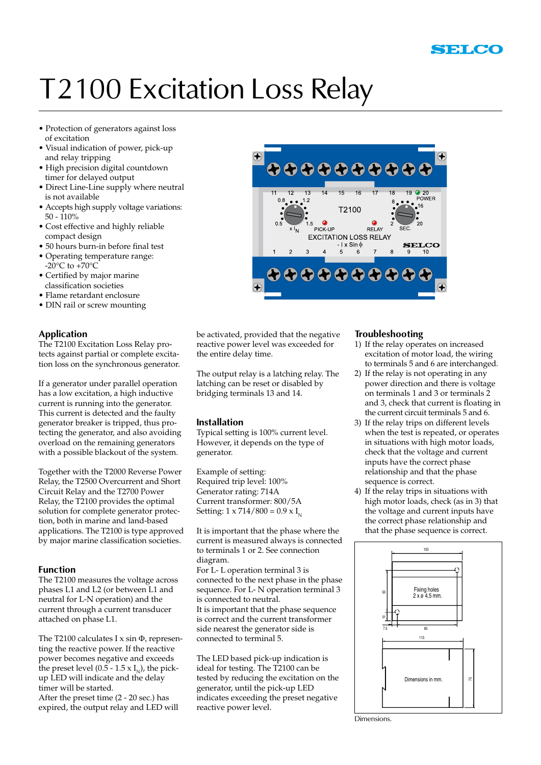# T2100 Excitation Loss Relay

- Protection of generators against loss of excitation
- Visual indication of power, pick-up and relay tripping
- High precision digital countdown timer for delayed output
- Direct Line-Line supply where neutral is not available
- Accepts high supply voltage variations: 50 - 110%
- Cost effective and highly reliable compact design
- 50 hours burn-in before final test
- Operating temperature range: -20°C to +70°C
- Certified by major marine classification societies
- Flame retardant enclosure
- DIN rail or screw mounting

## Application

The T2100 Excitation Loss Relay protects against partial or complete excitation loss on the synchronous generator.

If a generator under parallel operation has a low excitation, a high inductive current is running into the generator. This current is detected and the faulty generator breaker is tripped, thus protecting the generator, and also avoiding overload on the remaining generators with a possible blackout of the system.

Together with the T2000 Reverse Power Relay, the T2500 Overcurrent and Short Circuit Relay and the T2700 Power Relay, the T2100 provides the optimal solution for complete generator protection, both in marine and land-based applications. The T2100 is type approved by major marine classification societies.

## Function

The T2100 measures the voltage across phases L1 and L2 (or between L1 and neutral for L-N operation) and the current through a current transducer attached on phase L1.

The T2100 calculates I x sin Φ, representing the reactive power. If the reactive power becomes negative and exceeds the preset level (0.5 - 1.5 x $I_N$), the pick-up LED will indicate and the delay timer will be started.

After the preset time (2 - 20 sec.) has expired, the output relay and LED will be activated, provided that the negative reactive power level was exceeded for the entire delay time.

The output relay is a latching relay. The latching can be reset or disabled by bridging terminals 13 and 14.

## Installation

Typical setting is 100% current level. However, it depends on the type of generator.

Example of setting:
Required trip level: 100%
Generator rating: 714A
Current transformer: 800/5A
Setting: 1 x 714/800 = 0.9 x $I_N$

It is important that the phase where the current is measured always is connected to terminals 1 or 2. See connection diagram.
For L- L operation terminal 3 is connected to the next phase in the phase sequence. For L- N operation terminal 3 is connected to neutral.
It is important that the phase sequence is correct and the current transformer side nearest the generator side is connected to terminal 5.

The LED based pick-up indication is ideal for testing. The T2100 can be tested by reducing the excitation on the generator, until the pick-up LED indicates exceeding the preset negative reactive power level.

## Troubleshooting

1) If the relay operates on increased excitation of motor load, the wiring to terminals 5 and 6 are interchanged.
2) If the relay is not operating in any power direction and there is voltage on terminals 1 and 3 or terminals 2 and 3, check that current is floating in the current circuit terminals 5 and 6.
3) If the relay trips on different levels when the test is repeated, or operates in situations with high motor loads, check that the voltage and current inputs have the correct phase relationship and that the phase sequence is correct.
4) If the relay trips in situations with high motor loads, check (as in 3) that the voltage and current inputs have the correct phase relationship and that the phase sequence is correct.

Dimensions.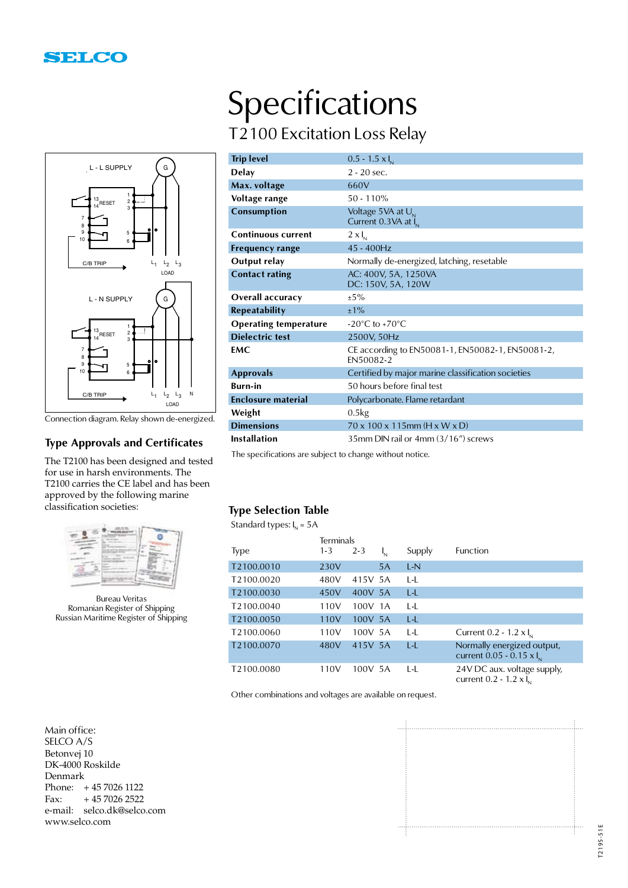SELCO

# Specifications

## T2100 Excitation Loss Relay

| | |
|---|---|
| **Trip level** | 0.5 - 1.5 x $I_N$ |
| **Delay** | 2 - 20 sec. |
| **Max. voltage** | 660V |
| **Voltage range** | 50 - 110% |
| **Consumption** | Voltage 5VA at $U_N$<br>Current 0.3VA at $I_N$ |
| **Continuous current** | 2 x $I_N$ |
| **Frequency range** | 45 - 400Hz |
| **Output relay** | Normally de-energized, latching, resetable |
| **Contact rating** | AC: 400V, 5A, 1250VA<br>DC: 150V, 5A, 120W |
| **Overall accuracy** | ±5% |
| **Repeatability** | ±1% |
| **Operating temperature** | -20°C to +70°C |
| **Dielectric test** | 2500V, 50Hz |
| **EMC** | CE according to EN50081-1, EN50082-1, EN50081-2, EN50082-2 |
| **Approvals** | Certified by major marine classification societies |
| **Burn-in** | 50 hours before final test |
| **Enclosure material** | Polycarbonate. Flame retardant |
| **Weight** | 0.5kg |
| **Dimensions** | 70 x 100 x 115mm (H x W x D) |
| **Installation** | 35mm DIN rail or 4mm (3/16") screws |

The specifications are subject to change without notice.

L - L SUPPLY

L - N SUPPLY

Connection diagram. Relay shown de-energized.

### Type Approvals and Certificates

The T2100 has been designed and tested for use in harsh environments. The T2100 carries the CE label and has been approved by the following marine classification societies:

Bureau Veritas
Romanian Register of Shipping
Russian Maritime Register of Shipping

### Type Selection Table

Standard types: $I_N$ = 5A

| Type | Terminals 1-3 | 2-3 | $I_N$ | Supply | Function |
|---|---|---|---|---|---|
| T2100.0010 | 230V | | 5A | L-N | |
| T2100.0020 | 480V | 415V | 5A | L-L | |
| T2100.0030 | 450V | 400V | 5A | L-L | |
| T2100.0040 | 110V | 100V | 1A | L-L | |
| T2100.0050 | 110V | 100V | 5A | L-L | |
| T2100.0060 | 110V | 100V | 5A | L-L | Current 0.2 - 1.2 x $I_N$ |
| T2100.0070 | 480V | 415V | 5A | L-L | Normally energized output, current 0.05 - 0.15 x $I_N$ |
| T2100.0080 | 110V | 100V | 5A | L-L | 24V DC aux. voltage supply, current 0.2 - 1.2 x $I_N$ |

Other combinations and voltages are available on request.

Main office:
SELCO A/S
Betonvej 10
DK-4000 Roskilde
Denmark
Phone: + 45 7026 1122
Fax: + 45 7026 2522
e-mail: selco.dk@selco.com
www.selco.com

T2195-51E